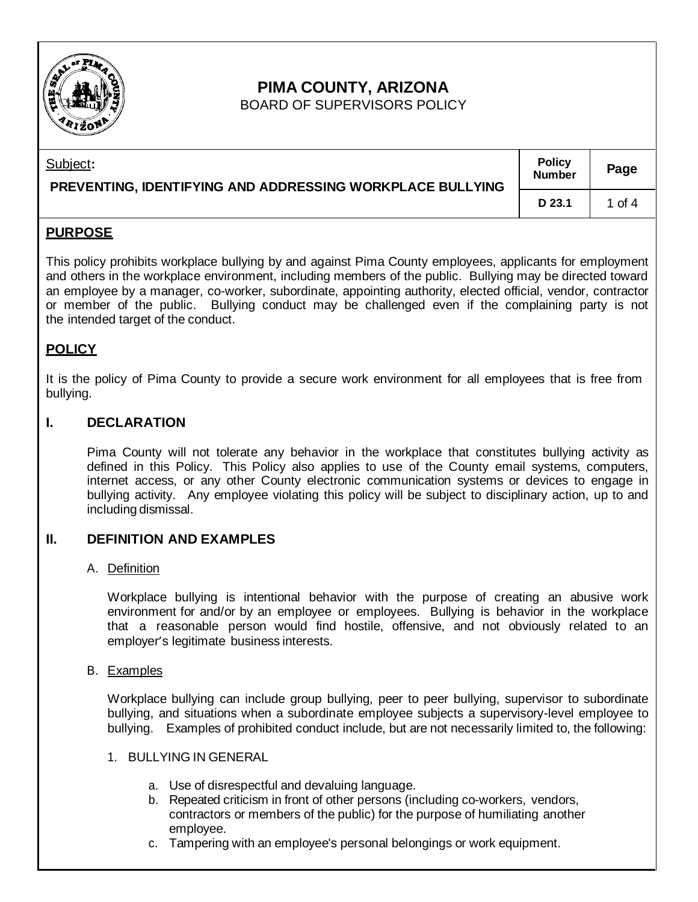# PIMA COUNTY, ARIZONA

BOARD OF SUPERVISORS POLICY

| Subject: PREVENTING, IDENTIFYING AND ADDRESSING WORKPLACE BULLYING | Policy Number | Page |
| --- | --- | --- |
| | D 23.1 | 1 of 4 |

## PURPOSE

This policy prohibits workplace bullying by and against Pima County employees, applicants for employment and others in the workplace environment, including members of the public. Bullying may be directed toward an employee by a manager, co-worker, subordinate, appointing authority, elected official, vendor, contractor or member of the public. Bullying conduct may be challenged even if the complaining party is not the intended target of the conduct.

## POLICY

It is the policy of Pima County to provide a secure work environment for all employees that is free from bullying.

## I. DECLARATION

Pima County will not tolerate any behavior in the workplace that constitutes bullying activity as defined in this Policy. This Policy also applies to use of the County email systems, computers, internet access, or any other County electronic communication systems or devices to engage in bullying activity. Any employee violating this policy will be subject to disciplinary action, up to and including dismissal.

## II. DEFINITION AND EXAMPLES

### A. Definition

Workplace bullying is intentional behavior with the purpose of creating an abusive work environment for and/or by an employee or employees. Bullying is behavior in the workplace that a reasonable person would find hostile, offensive, and not obviously related to an employer's legitimate business interests.

### B. Examples

Workplace bullying can include group bullying, peer to peer bullying, supervisor to subordinate bullying, and situations when a subordinate employee subjects a supervisory-level employee to bullying. Examples of prohibited conduct include, but are not necessarily limited to, the following:

1. BULLYING IN GENERAL

   a. Use of disrespectful and devaluing language.
   b. Repeated criticism in front of other persons (including co-workers, vendors, contractors or members of the public) for the purpose of humiliating another employee.
   c. Tampering with an employee's personal belongings or work equipment.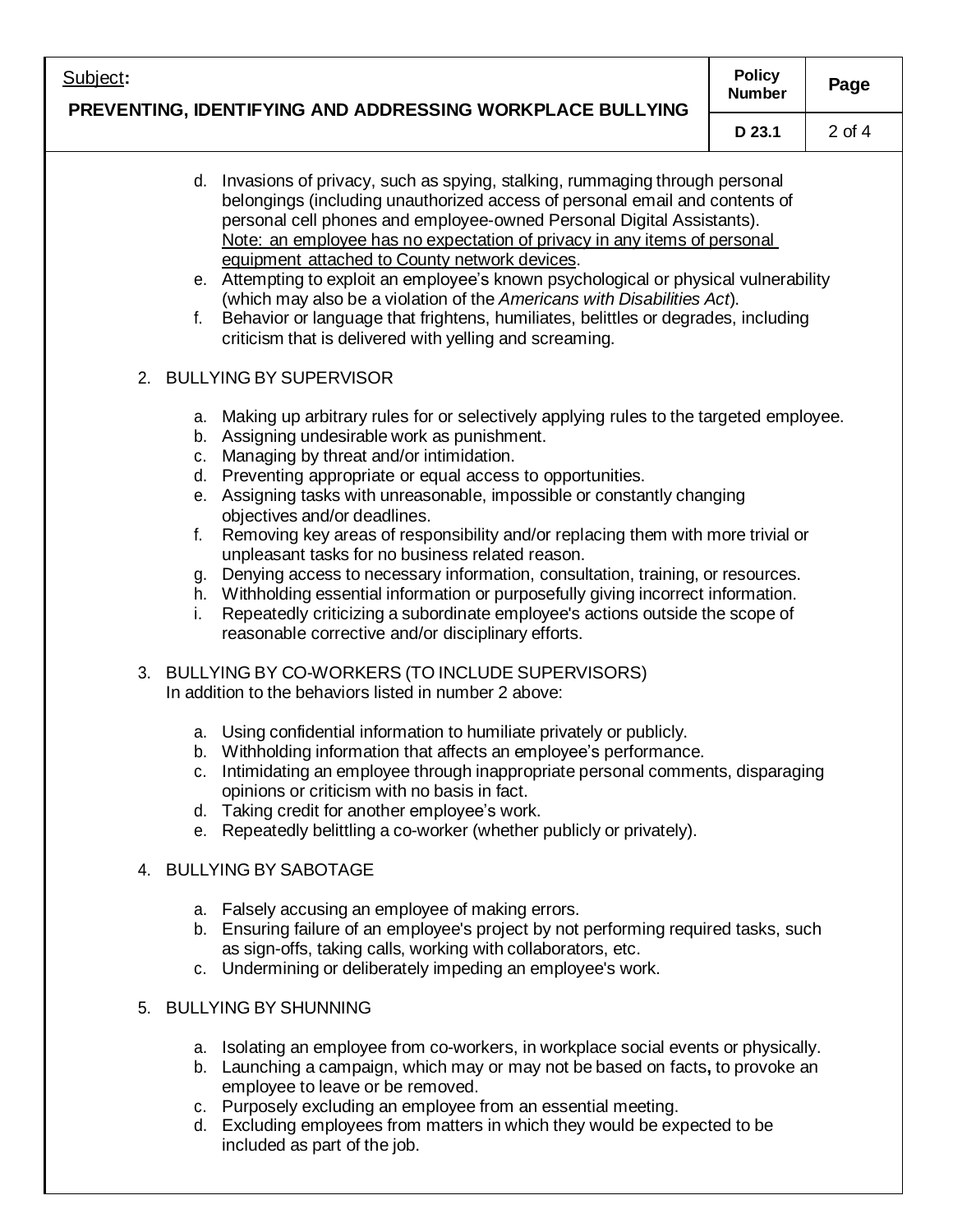d. Invasions of privacy, such as spying, stalking, rummaging through personal belongings (including unauthorized access of personal email and contents of personal cell phones and employee-owned Personal Digital Assistants). <u>Note: an employee has no expectation of privacy in any items of personal equipment attached to County network devices</u>.
e. Attempting to exploit an employee's known psychological or physical vulnerability (which may also be a violation of the *Americans with Disabilities Act*).
f. Behavior or language that frightens, humiliates, belittles or degrades, including criticism that is delivered with yelling and screaming.

2. BULLYING BY SUPERVISOR

   a. Making up arbitrary rules for or selectively applying rules to the targeted employee.
   b. Assigning undesirable work as punishment.
   c. Managing by threat and/or intimidation.
   d. Preventing appropriate or equal access to opportunities.
   e. Assigning tasks with unreasonable, impossible or constantly changing objectives and/or deadlines.
   f. Removing key areas of responsibility and/or replacing them with more trivial or unpleasant tasks for no business related reason.
   g. Denying access to necessary information, consultation, training, or resources.
   h. Withholding essential information or purposefully giving incorrect information.
   i. Repeatedly criticizing a subordinate employee's actions outside the scope of reasonable corrective and/or disciplinary efforts.

3. BULLYING BY CO-WORKERS (TO INCLUDE SUPERVISORS)
   In addition to the behaviors listed in number 2 above:

   a. Using confidential information to humiliate privately or publicly.
   b. Withholding information that affects an employee's performance.
   c. Intimidating an employee through inappropriate personal comments, disparaging opinions or criticism with no basis in fact.
   d. Taking credit for another employee's work.
   e. Repeatedly belittling a co-worker (whether publicly or privately).

4. BULLYING BY SABOTAGE

   a. Falsely accusing an employee of making errors.
   b. Ensuring failure of an employee's project by not performing required tasks, such as sign-offs, taking calls, working with collaborators, etc.
   c. Undermining or deliberately impeding an employee's work.

5. BULLYING BY SHUNNING

   a. Isolating an employee from co-workers, in workplace social events or physically.
   b. Launching a campaign, which may or may not be based on facts**,** to provoke an employee to leave or be removed.
   c. Purposely excluding an employee from an essential meeting.
   d. Excluding employees from matters in which they would be expected to be included as part of the job.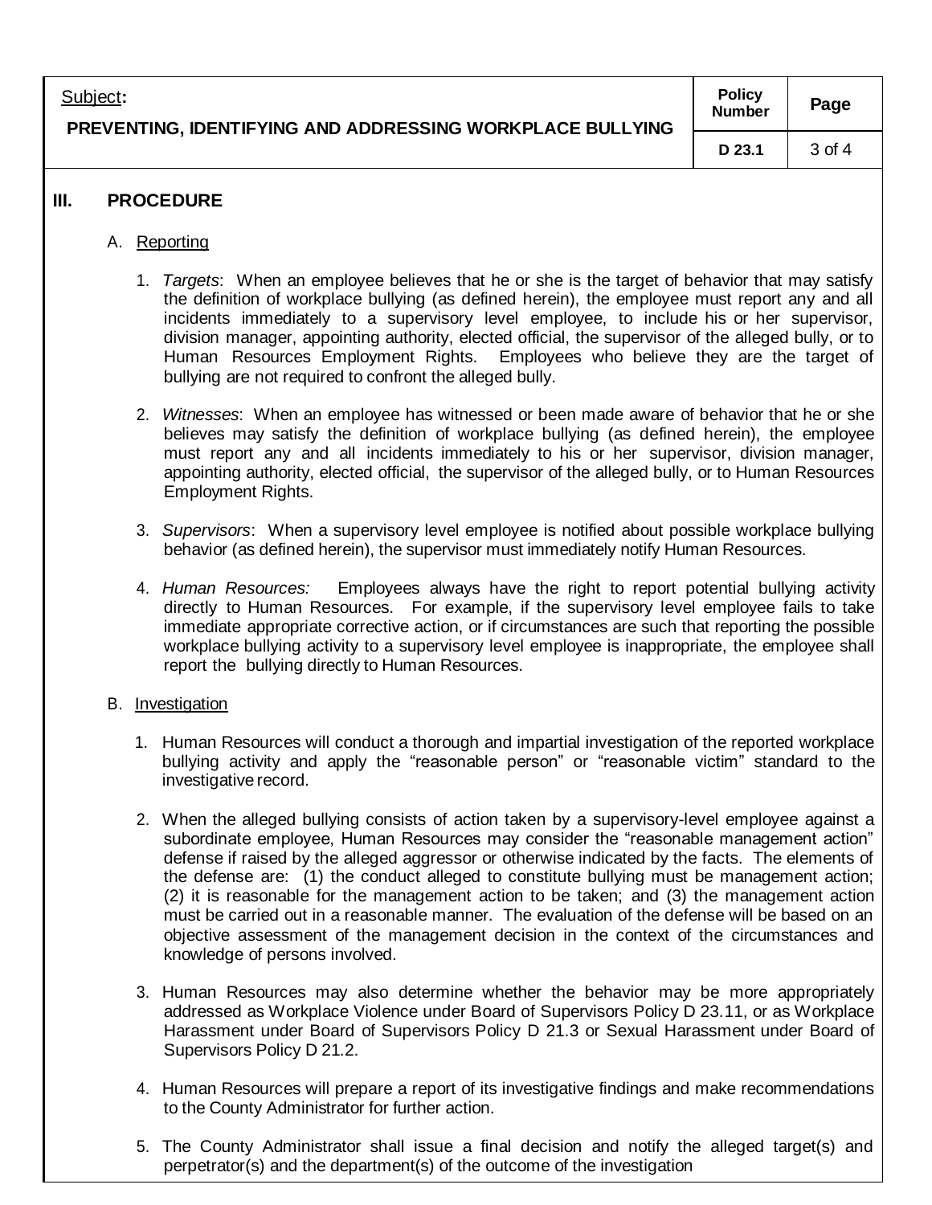## III. PROCEDURE

### A. Reporting

1. *Targets*: When an employee believes that he or she is the target of behavior that may satisfy the definition of workplace bullying (as defined herein), the employee must report any and all incidents immediately to a supervisory level employee, to include his or her supervisor, division manager, appointing authority, elected official, the supervisor of the alleged bully, or to Human Resources Employment Rights. Employees who believe they are the target of bullying are not required to confront the alleged bully.

2. *Witnesses*: When an employee has witnessed or been made aware of behavior that he or she believes may satisfy the definition of workplace bullying (as defined herein), the employee must report any and all incidents immediately to his or her supervisor, division manager, appointing authority, elected official, the supervisor of the alleged bully, or to Human Resources Employment Rights.

3. *Supervisors*: When a supervisory level employee is notified about possible workplace bullying behavior (as defined herein), the supervisor must immediately notify Human Resources.

4. *Human Resources:* Employees always have the right to report potential bullying activity directly to Human Resources. For example, if the supervisory level employee fails to take immediate appropriate corrective action, or if circumstances are such that reporting the possible workplace bullying activity to a supervisory level employee is inappropriate, the employee shall report the bullying directly to Human Resources.

### B. Investigation

1. Human Resources will conduct a thorough and impartial investigation of the reported workplace bullying activity and apply the "reasonable person" or "reasonable victim" standard to the investigative record.

2. When the alleged bullying consists of action taken by a supervisory-level employee against a subordinate employee, Human Resources may consider the "reasonable management action" defense if raised by the alleged aggressor or otherwise indicated by the facts. The elements of the defense are: (1) the conduct alleged to constitute bullying must be management action; (2) it is reasonable for the management action to be taken; and (3) the management action must be carried out in a reasonable manner. The evaluation of the defense will be based on an objective assessment of the management decision in the context of the circumstances and knowledge of persons involved.

3. Human Resources may also determine whether the behavior may be more appropriately addressed as Workplace Violence under Board of Supervisors Policy D 23.11, or as Workplace Harassment under Board of Supervisors Policy D 21.3 or Sexual Harassment under Board of Supervisors Policy D 21.2.

4. Human Resources will prepare a report of its investigative findings and make recommendations to the County Administrator for further action.

5. The County Administrator shall issue a final decision and notify the alleged target(s) and perpetrator(s) and the department(s) of the outcome of the investigation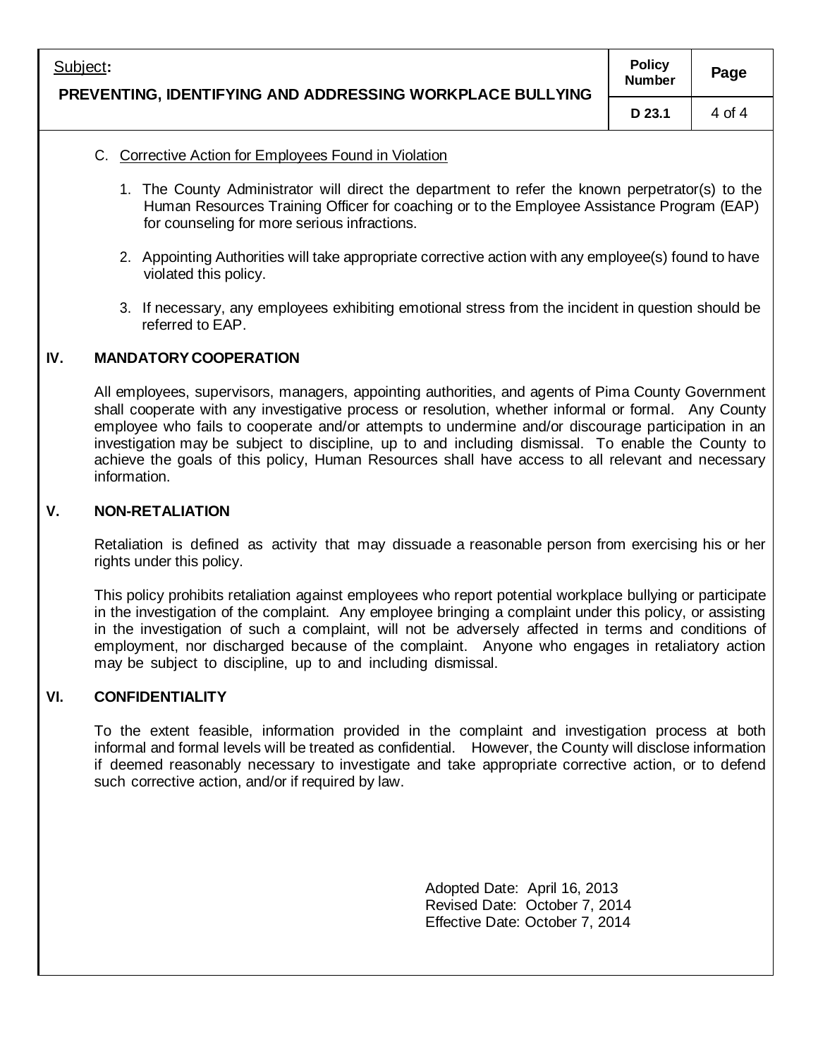C. Corrective Action for Employees Found in Violation

1. The County Administrator will direct the department to refer the known perpetrator(s) to the Human Resources Training Officer for coaching or to the Employee Assistance Program (EAP) for counseling for more serious infractions.

2. Appointing Authorities will take appropriate corrective action with any employee(s) found to have violated this policy.

3. If necessary, any employees exhibiting emotional stress from the incident in question should be referred to EAP.

## IV. MANDATORY COOPERATION

All employees, supervisors, managers, appointing authorities, and agents of Pima County Government shall cooperate with any investigative process or resolution, whether informal or formal. Any County employee who fails to cooperate and/or attempts to undermine and/or discourage participation in an investigation may be subject to discipline, up to and including dismissal. To enable the County to achieve the goals of this policy, Human Resources shall have access to all relevant and necessary information.

## V. NON-RETALIATION

Retaliation is defined as activity that may dissuade a reasonable person from exercising his or her rights under this policy.

This policy prohibits retaliation against employees who report potential workplace bullying or participate in the investigation of the complaint. Any employee bringing a complaint under this policy, or assisting in the investigation of such a complaint, will not be adversely affected in terms and conditions of employment, nor discharged because of the complaint. Anyone who engages in retaliatory action may be subject to discipline, up to and including dismissal.

## VI. CONFIDENTIALITY

To the extent feasible, information provided in the complaint and investigation process at both informal and formal levels will be treated as confidential. However, the County will disclose information if deemed reasonably necessary to investigate and take appropriate corrective action, or to defend such corrective action, and/or if required by law.

Adopted Date: April 16, 2013
Revised Date: October 7, 2014
Effective Date: October 7, 2014